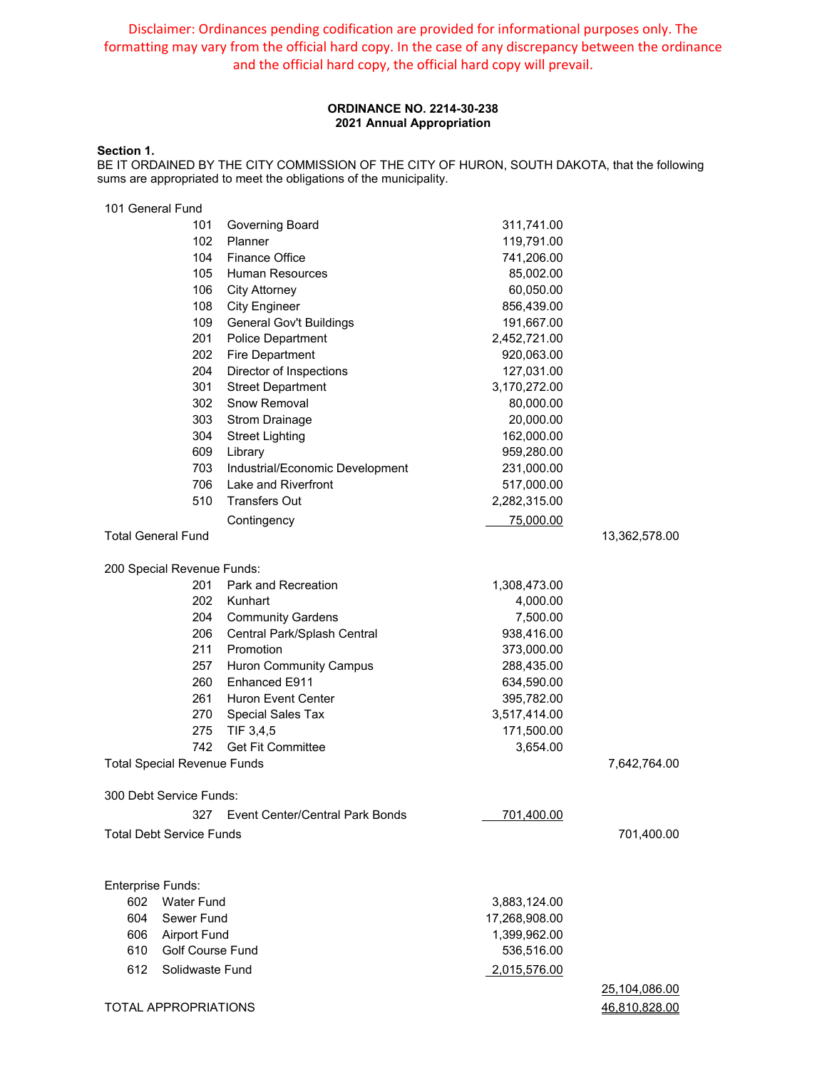Disclaimer: Ordinances pending codification are provided for informational purposes only. The formatting may vary from the official hard copy. In the case of any discrepancy between the ordinance and the official hard copy, the official hard copy will prevail.

**ORDINANCE NO. 2214-30-238**
**2021 Annual Appropriation**

**Section 1.**
BE IT ORDAINED BY THE CITY COMMISSION OF THE CITY OF HURON, SOUTH DAKOTA, that the following sums are appropriated to meet the obligations of the municipality.

| | | | | |
|---|---|---|---|---|
| 101 General Fund | | | | |
| | 101 | Governing Board | 311,741.00 | |
| | 102 | Planner | 119,791.00 | |
| | 104 | Finance Office | 741,206.00 | |
| | 105 | Human Resources | 85,002.00 | |
| | 106 | City Attorney | 60,050.00 | |
| | 108 | City Engineer | 856,439.00 | |
| | 109 | General Gov't Buildings | 191,667.00 | |
| | 201 | Police Department | 2,452,721.00 | |
| | 202 | Fire Department | 920,063.00 | |
| | 204 | Director of Inspections | 127,031.00 | |
| | 301 | Street Department | 3,170,272.00 | |
| | 302 | Snow Removal | 80,000.00 | |
| | 303 | Strom Drainage | 20,000.00 | |
| | 304 | Street Lighting | 162,000.00 | |
| | 609 | Library | 959,280.00 | |
| | 703 | Industrial/Economic Development | 231,000.00 | |
| | 706 | Lake and Riverfront | 517,000.00 | |
| | 510 | Transfers Out | 2,282,315.00 | |
| | | Contingency | 75,000.00 | |
| Total General Fund | | | | 13,362,578.00 |
| | | | | |
| 200 Special Revenue Funds: | | | | |
| | 201 | Park and Recreation | 1,308,473.00 | |
| | 202 | Kunhart | 4,000.00 | |
| | 204 | Community Gardens | 7,500.00 | |
| | 206 | Central Park/Splash Central | 938,416.00 | |
| | 211 | Promotion | 373,000.00 | |
| | 257 | Huron Community Campus | 288,435.00 | |
| | 260 | Enhanced E911 | 634,590.00 | |
| | 261 | Huron Event Center | 395,782.00 | |
| | 270 | Special Sales Tax | 3,517,414.00 | |
| | 275 | TIF 3,4,5 | 171,500.00 | |
| | 742 | Get Fit Committee | 3,654.00 | |
| Total Special Revenue Funds | | | | 7,642,764.00 |
| | | | | |
| 300 Debt Service Funds: | | | | |
| | 327 | Event Center/Central Park Bonds | 701,400.00 | |
| Total Debt Service Funds | | | | 701,400.00 |
| | | | | |
| Enterprise Funds: | | | | |
| | 602 | Water Fund | 3,883,124.00 | |
| | 604 | Sewer Fund | 17,268,908.00 | |
| | 606 | Airport Fund | 1,399,962.00 | |
| | 610 | Golf Course Fund | 536,516.00 | |
| | 612 | Solidwaste Fund | 2,015,576.00 | |
| | | | | 25,104,086.00 |
| TOTAL APPROPRIATIONS | | | | 46,810,828.00 |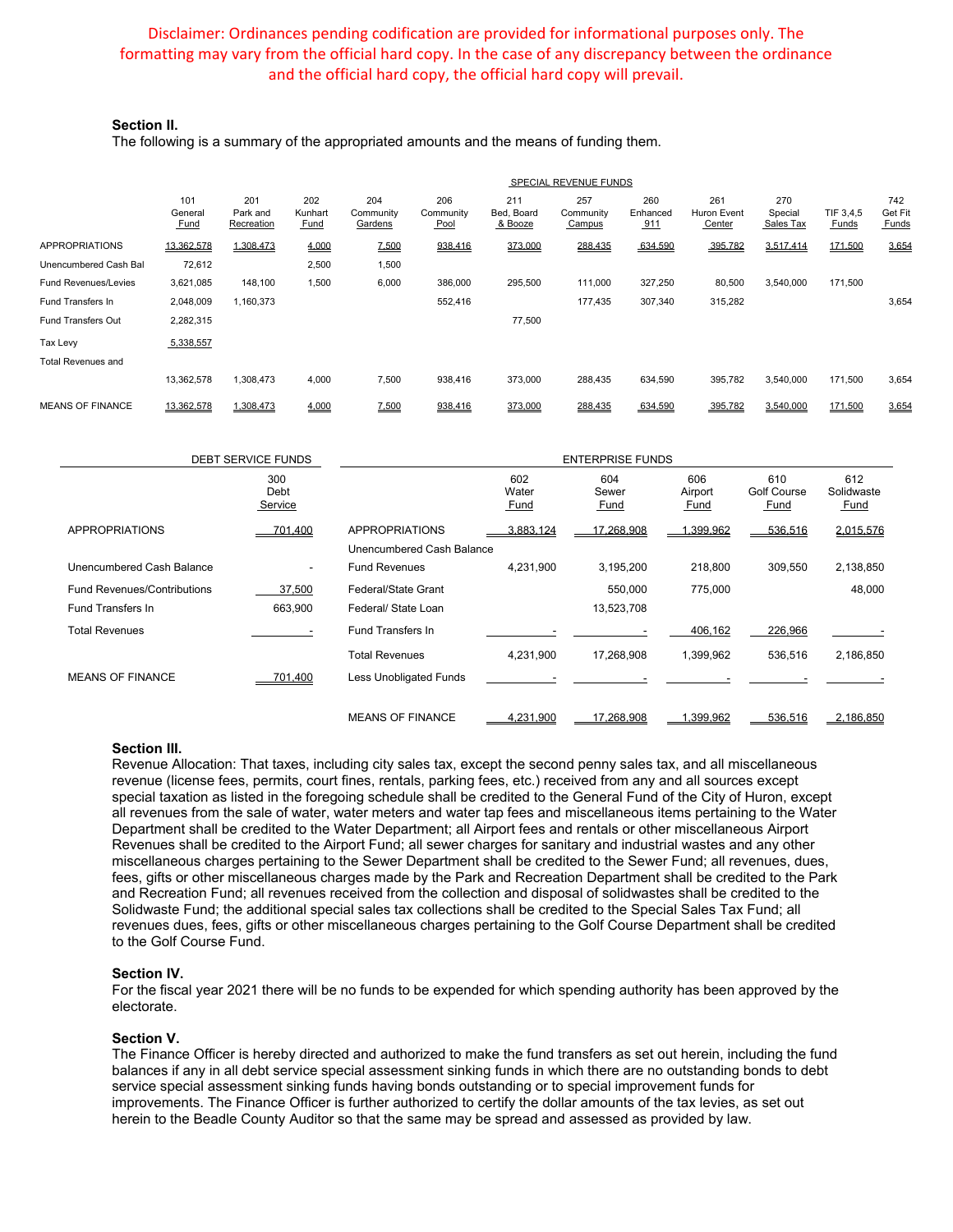Disclaimer: Ordinances pending codification are provided for informational purposes only. The formatting may vary from the official hard copy. In the case of any discrepancy between the ordinance and the official hard copy, the official hard copy will prevail.

**Section II.**
The following is a summary of the appropriated amounts and the means of funding them.

| | | | SPECIAL REVENUE FUNDS | | | | | | | | | |
|---|---|---|---|---|---|---|---|---|---|---|---|---|
| | 101 General Fund | 201 Park and Recreation | 202 Kunhart Fund | 204 Community Gardens | 206 Community Pool | 211 Bed, Board & Booze | 257 Community Campus | 260 Enhanced 911 | 261 Huron Event Center | 270 Special Sales Tax | TIF 3,4,5 Funds | 742 Get Fit Funds |
| APPROPRIATIONS | 13,362,578 | 1,308,473 | 4,000 | 7,500 | 938,416 | 373,000 | 288,435 | 634,590 | 395,782 | 3,517,414 | 171,500 | 3,654 |
| Unencumbered Cash Bal | 72,612 | | 2,500 | 1,500 | | | | | | | | |
| Fund Revenues/Levies | 3,621,085 | 148,100 | 1,500 | 6,000 | 386,000 | 295,500 | 111,000 | 327,250 | 80,500 | 3,540,000 | 171,500 | |
| Fund Transfers In | 2,048,009 | 1,160,373 | | | 552,416 | | 177,435 | 307,340 | 315,282 | | | 3,654 |
| Fund Transfers Out | 2,282,315 | | | | | 77,500 | | | | | | |
| Tax Levy | 5,338,557 | | | | | | | | | | | |
| Total Revenues and | 13,362,578 | 1,308,473 | 4,000 | 7,500 | 938,416 | 373,000 | 288,435 | 634,590 | 395,782 | 3,540,000 | 171,500 | 3,654 |
| MEANS OF FINANCE | 13,362,578 | 1,308,473 | 4,000 | 7,500 | 938,416 | 373,000 | 288,435 | 634,590 | 395,782 | 3,540,000 | 171,500 | 3,654 |

| DEBT SERVICE FUNDS | |
|---|---|
| | 300 Debt Service |
| APPROPRIATIONS | 701,400 |
| Unencumbered Cash Balance | - |
| Fund Revenues/Contributions | 37,500 |
| Fund Transfers In | 663,900 |
| Total Revenues | - |
| MEANS OF FINANCE | 701,400 |

| ENTERPRISE FUNDS | | | | | |
|---|---|---|---|---|---|
| | 602 Water Fund | 604 Sewer Fund | 606 Airport Fund | 610 Golf Course Fund | 612 Solidwaste Fund |
| APPROPRIATIONS | 3,883,124 | 17,268,908 | 1,399,962 | 536,516 | 2,015,576 |
| Unencumbered Cash Balance | | | | | |
| Fund Revenues | 4,231,900 | 3,195,200 | 218,800 | 309,550 | 2,138,850 |
| Federal/State Grant | | 550,000 | 775,000 | | 48,000 |
| Federal/ State Loan | | 13,523,708 | | | |
| Fund Transfers In | - | - | 406,162 | 226,966 | - |
| Total Revenues | 4,231,900 | 17,268,908 | 1,399,962 | 536,516 | 2,186,850 |
| Less Unobligated Funds | - | - | - | - | - |
| MEANS OF FINANCE | 4,231,900 | 17,268,908 | 1,399,962 | 536,516 | 2,186,850 |

**Section III.**
Revenue Allocation: That taxes, including city sales tax, except the second penny sales tax, and all miscellaneous revenue (license fees, permits, court fines, rentals, parking fees, etc.) received from any and all sources except special taxation as listed in the foregoing schedule shall be credited to the General Fund of the City of Huron, except all revenues from the sale of water, water meters and water tap fees and miscellaneous items pertaining to the Water Department shall be credited to the Water Department; all Airport fees and rentals or other miscellaneous Airport Revenues shall be credited to the Airport Fund; all sewer charges for sanitary and industrial wastes and any other miscellaneous charges pertaining to the Sewer Department shall be credited to the Sewer Fund; all revenues, dues, fees, gifts or other miscellaneous charges made by the Park and Recreation Department shall be credited to the Park and Recreation Fund; all revenues received from the collection and disposal of solidwastes shall be credited to the Solidwaste Fund; the additional special sales tax collections shall be credited to the Special Sales Tax Fund; all revenues dues, fees, gifts or other miscellaneous charges pertaining to the Golf Course Department shall be credited to the Golf Course Fund.

**Section IV.**
For the fiscal year 2021 there will be no funds to be expended for which spending authority has been approved by the electorate.

**Section V.**
The Finance Officer is hereby directed and authorized to make the fund transfers as set out herein, including the fund balances if any in all debt service special assessment sinking funds in which there are no outstanding bonds to debt service special assessment sinking funds having bonds outstanding or to special improvement funds for improvements. The Finance Officer is further authorized to certify the dollar amounts of the tax levies, as set out herein to the Beadle County Auditor so that the same may be spread and assessed as provided by law.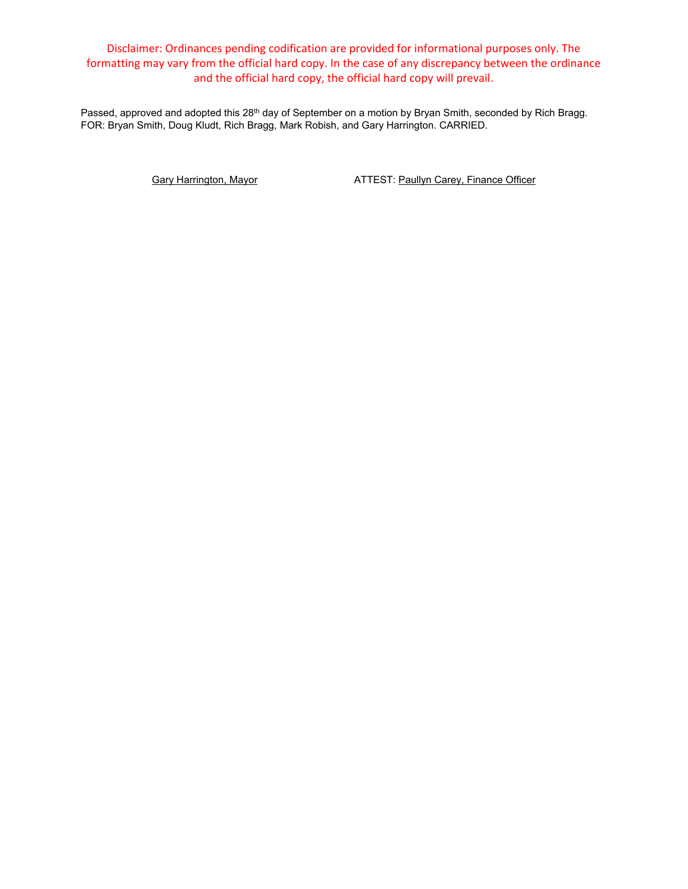Disclaimer: Ordinances pending codification are provided for informational purposes only. The formatting may vary from the official hard copy. In the case of any discrepancy between the ordinance and the official hard copy, the official hard copy will prevail.

Passed, approved and adopted this 28th day of September on a motion by Bryan Smith, seconded by Rich Bragg. FOR: Bryan Smith, Doug Kludt, Rich Bragg, Mark Robish, and Gary Harrington. CARRIED.

Gary Harrington, Mayor

ATTEST: Paullyn Carey, Finance Officer